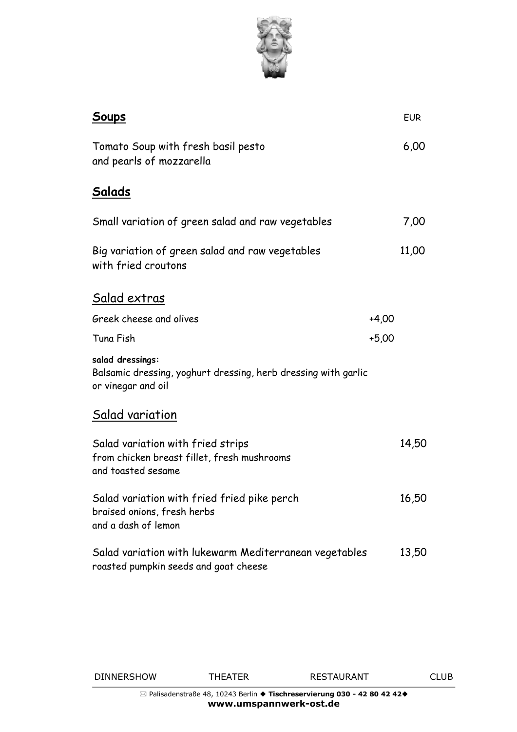## Soups

EUR

Tomato Soup with fresh basil pesto and pearls of mozzarella — 6,00

## Salads

Small variation of green salad and raw vegetables — 7,00

Big variation of green salad and raw vegetables with fried croutons — 11,00

## Salad extras

Greek cheese and olives — +4,00

Tuna Fish — +5,00

**salad dressings:**
Balsamic dressing, yoghurt dressing, herb dressing with garlic or vinegar and oil

## Salad variation

Salad variation with fried strips from chicken breast fillet, fresh mushrooms and toasted sesame — 14,50

Salad variation with fried fried pike perch braised onions, fresh herbs and a dash of lemon — 16,50

Salad variation with lukewarm Mediterranean vegetables roasted pumpkin seeds and goat cheese — 13,50

DINNERSHOW THEATER RESTAURANT CLUB

Palisadenstraße 48, 10243 Berlin ◆ **Tischreservierung 030 - 42 80 42 42**◆
**www.umspannwerk-ost.de**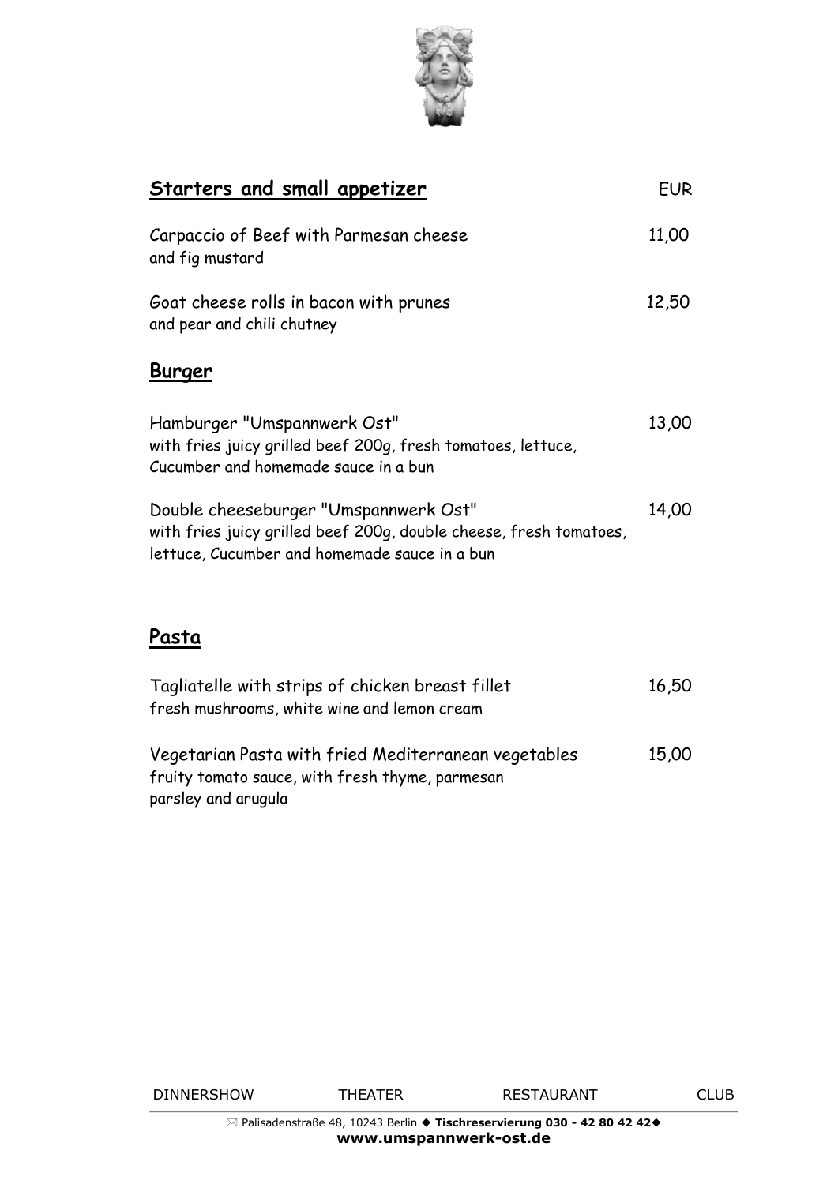## Starters and small appetizer

EUR

Carpaccio of Beef with Parmesan cheese — 11,00
and fig mustard

Goat cheese rolls in bacon with prunes — 12,50
and pear and chili chutney

## Burger

Hamburger "Umspannwerk Ost" — 13,00
with fries juicy grilled beef 200g, fresh tomatoes, lettuce, Cucumber and homemade sauce in a bun

Double cheeseburger "Umspannwerk Ost" — 14,00
with fries juicy grilled beef 200g, double cheese, fresh tomatoes, lettuce, Cucumber and homemade sauce in a bun

## Pasta

Tagliatelle with strips of chicken breast fillet — 16,50
fresh mushrooms, white wine and lemon cream

Vegetarian Pasta with fried Mediterranean vegetables — 15,00
fruity tomato sauce, with fresh thyme, parmesan
parsley and arugula

DINNERSHOW THEATER RESTAURANT CLUB

Palisadenstraße 48, 10243 Berlin ◆ **Tischreservierung 030 - 42 80 42 42**◆

**www.umspannwerk-ost.de**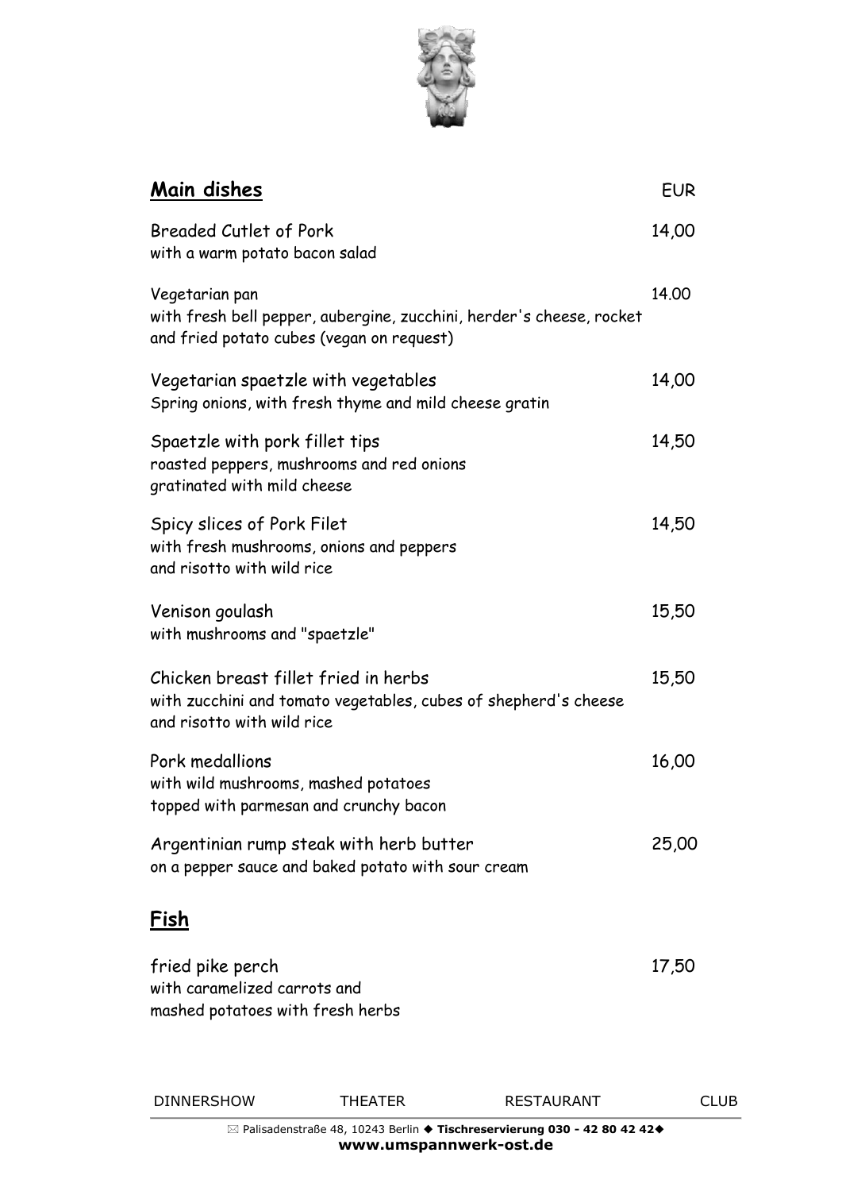## Main dishes

| | EUR |
|---|---|
| Breaded Cutlet of Pork<br>with a warm potato bacon salad | 14,00 |
| Vegetarian pan<br>with fresh bell pepper, aubergine, zucchini, herder's cheese, rocket and fried potato cubes (vegan on request) | 14.00 |
| Vegetarian spaetzle with vegetables<br>Spring onions, with fresh thyme and mild cheese gratin | 14,00 |
| Spaetzle with pork fillet tips<br>roasted peppers, mushrooms and red onions<br>gratinated with mild cheese | 14,50 |
| Spicy slices of Pork Filet<br>with fresh mushrooms, onions and peppers<br>and risotto with wild rice | 14,50 |
| Venison goulash<br>with mushrooms and "spaetzle" | 15,50 |
| Chicken breast fillet fried in herbs<br>with zucchini and tomato vegetables, cubes of shepherd's cheese<br>and risotto with wild rice | 15,50 |
| Pork medallions<br>with wild mushrooms, mashed potatoes<br>topped with parmesan and crunchy bacon | 16,00 |
| Argentinian rump steak with herb butter<br>on a pepper sauce and baked potato with sour cream | 25,00 |

## Fish

| | |
|---|---|
| fried pike perch<br>with caramelized carrots and<br>mashed potatoes with fresh herbs | 17,50 |

DINNERSHOW THEATER RESTAURANT CLUB

Palisadenstraße 48, 10243 Berlin ◆ **Tischreservierung 030 - 42 80 42 42**◆

**www.umspannwerk-ost.de**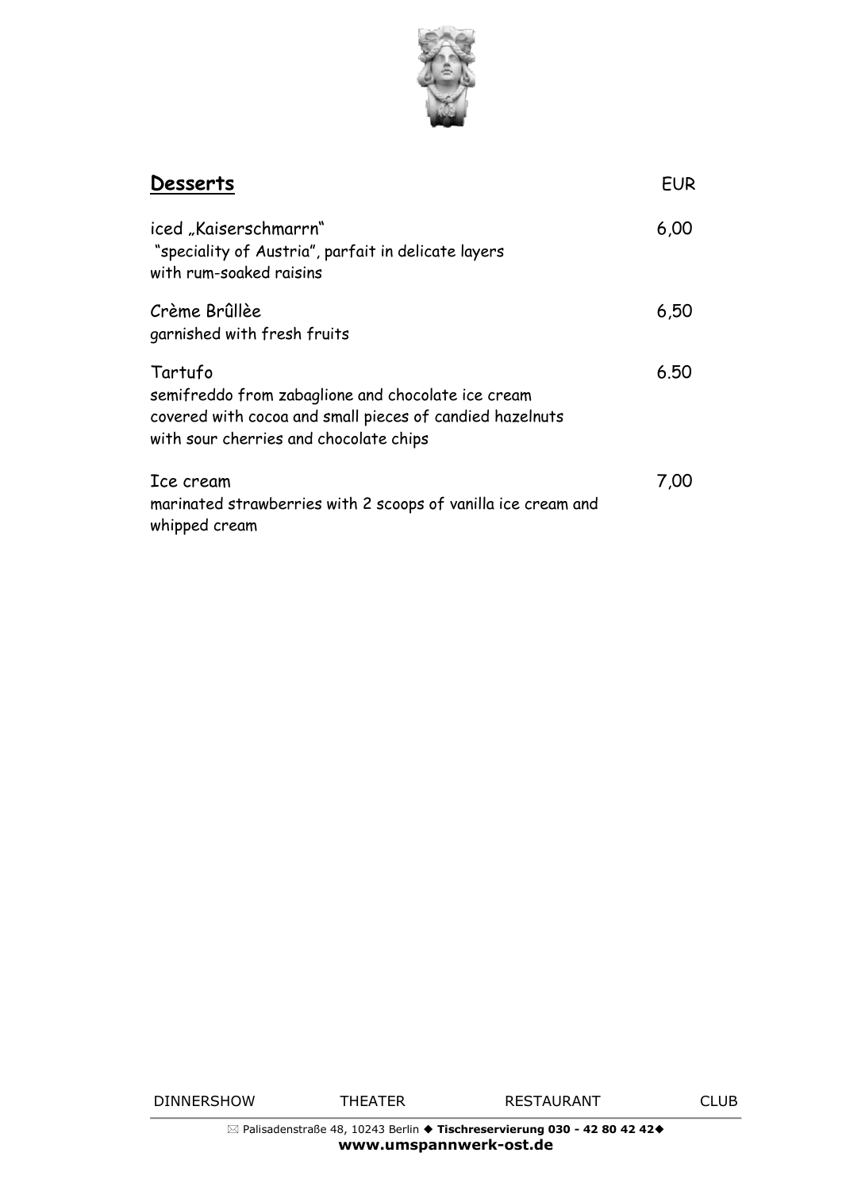## Desserts

EUR

iced „Kaiserschmarrn“ — 6,00
"speciality of Austria", parfait in delicate layers
with rum-soaked raisins

Crème Brûllèe — 6,50
garnished with fresh fruits

Tartufo — 6.50
semifreddo from zabaglione and chocolate ice cream
covered with cocoa and small pieces of candied hazelnuts
with sour cherries and chocolate chips

Ice cream — 7,00
marinated strawberries with 2 scoops of vanilla ice cream and
whipped cream

DINNERSHOW THEATER RESTAURANT CLUB

✉ Palisadenstraße 48, 10243 Berlin ◆ **Tischreservierung 030 - 42 80 42 42**◆
**www.umspannwerk-ost.de**